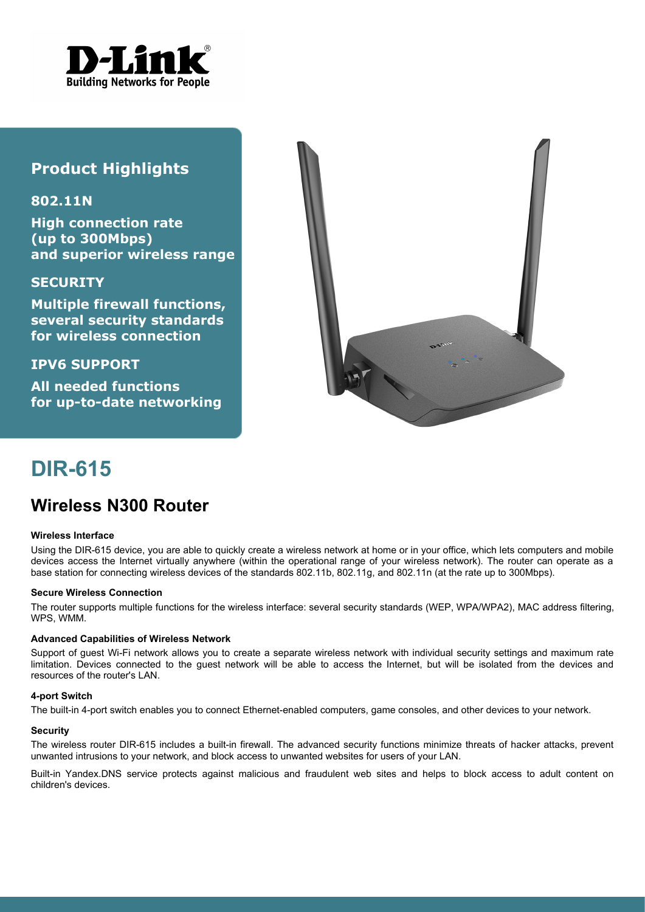## Product Highlights

### 802.11N

**High connection rate (up to 300Mbps) and superior wireless range**

### SECURITY

**Multiple firewall functions, several security standards for wireless connection**

### IPV6 SUPPORT

**All needed functions for up-to-date networking**

# DIR-615

## Wireless N300 Router

#### Wireless Interface

Using the DIR-615 device, you are able to quickly create a wireless network at home or in your office, which lets computers and mobile devices access the Internet virtually anywhere (within the operational range of your wireless network). The router can operate as a base station for connecting wireless devices of the standards 802.11b, 802.11g, and 802.11n (at the rate up to 300Mbps).

#### Secure Wireless Connection

The router supports multiple functions for the wireless interface: several security standards (WEP, WPA/WPA2), MAC address filtering, WPS, WMM.

#### Advanced Capabilities of Wireless Network

Support of guest Wi-Fi network allows you to create a separate wireless network with individual security settings and maximum rate limitation. Devices connected to the guest network will be able to access the Internet, but will be isolated from the devices and resources of the router's LAN.

#### 4-port Switch

The built-in 4-port switch enables you to connect Ethernet-enabled computers, game consoles, and other devices to your network.

#### Security

The wireless router DIR-615 includes a built-in firewall. The advanced security functions minimize threats of hacker attacks, prevent unwanted intrusions to your network, and block access to unwanted websites for users of your LAN.

Built-in Yandex.DNS service protects against malicious and fraudulent web sites and helps to block access to adult content on children's devices.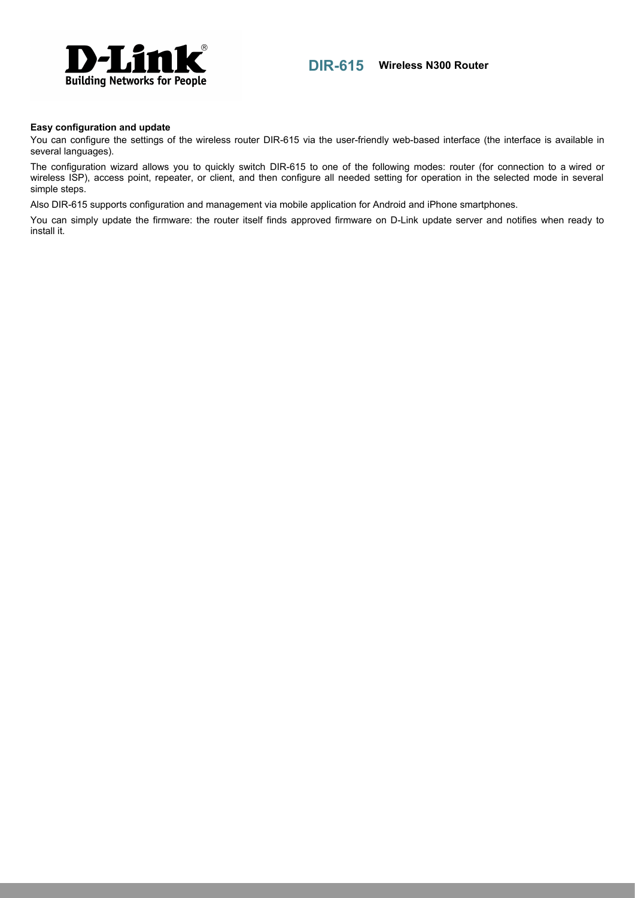**Easy configuration and update**

You can configure the settings of the wireless router DIR-615 via the user-friendly web-based interface (the interface is available in several languages).

The configuration wizard allows you to quickly switch DIR-615 to one of the following modes: router (for connection to a wired or wireless ISP), access point, repeater, or client, and then configure all needed setting for operation in the selected mode in several simple steps.

Also DIR-615 supports configuration and management via mobile application for Android and iPhone smartphones.

You can simply update the firmware: the router itself finds approved firmware on D-Link update server and notifies when ready to install it.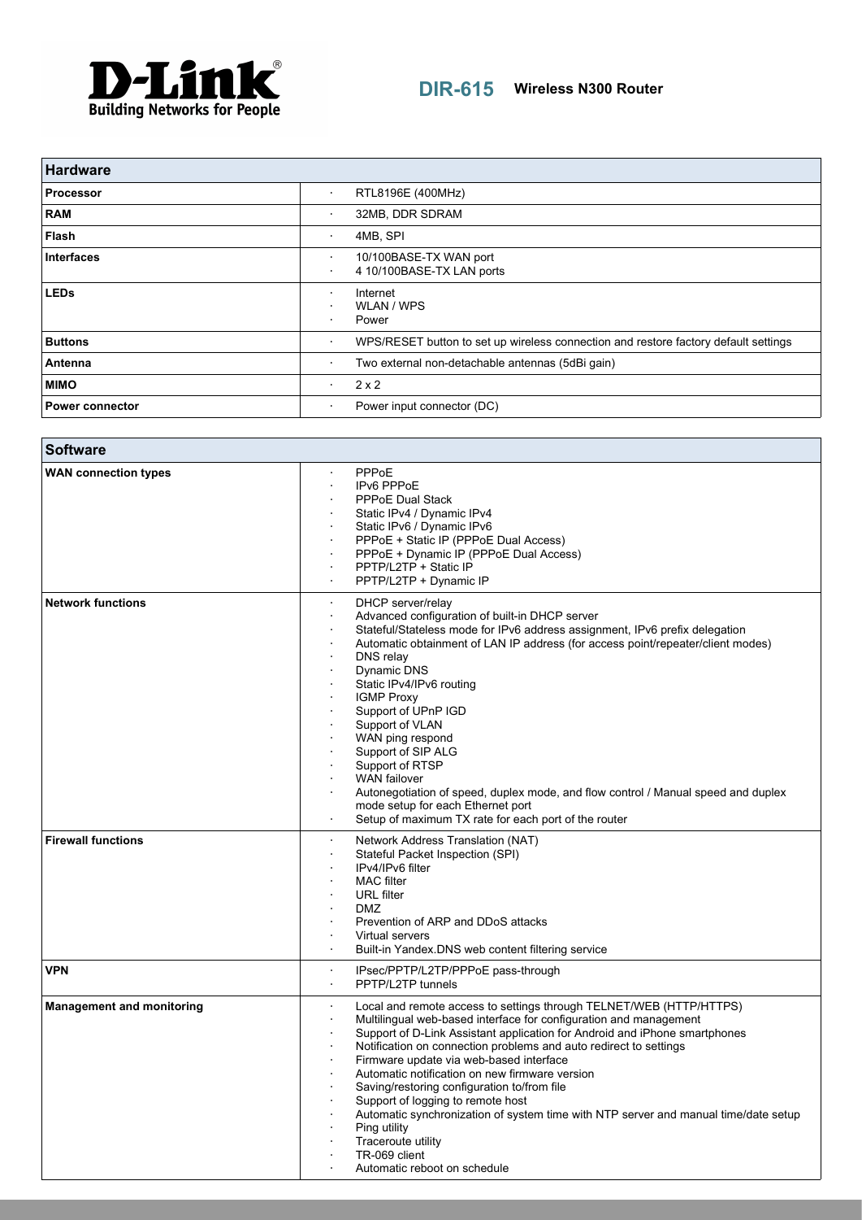# DIR-615 Wireless N300 Router

| Hardware | |
|---|---|
| **Processor** | · RTL8196E (400MHz) |
| **RAM** | · 32MB, DDR SDRAM |
| **Flash** | · 4MB, SPI |
| **Interfaces** | · 10/100BASE-TX WAN port<br>· 4 10/100BASE-TX LAN ports |
| **LEDs** | · Internet<br>· WLAN / WPS<br>· Power |
| **Buttons** | · WPS/RESET button to set up wireless connection and restore factory default settings |
| **Antenna** | · Two external non-detachable antennas (5dBi gain) |
| **MIMO** | · 2 x 2 |
| **Power connector** | · Power input connector (DC) |

| Software | |
|---|---|
| **WAN connection types** | · PPPoE<br>· IPv6 PPPoE<br>· PPPoE Dual Stack<br>· Static IPv4 / Dynamic IPv4<br>· Static IPv6 / Dynamic IPv6<br>· PPPoE + Static IP (PPPoE Dual Access)<br>· PPPoE + Dynamic IP (PPPoE Dual Access)<br>· PPTP/L2TP + Static IP<br>· PPTP/L2TP + Dynamic IP |
| **Network functions** | · DHCP server/relay<br>· Advanced configuration of built-in DHCP server<br>· Stateful/Stateless mode for IPv6 address assignment, IPv6 prefix delegation<br>· Automatic obtainment of LAN IP address (for access point/repeater/client modes)<br>· DNS relay<br>· Dynamic DNS<br>· Static IPv4/IPv6 routing<br>· IGMP Proxy<br>· Support of UPnP IGD<br>· Support of VLAN<br>· WAN ping respond<br>· Support of SIP ALG<br>· Support of RTSP<br>· WAN failover<br>· Autonegotiation of speed, duplex mode, and flow control / Manual speed and duplex mode setup for each Ethernet port<br>· Setup of maximum TX rate for each port of the router |
| **Firewall functions** | · Network Address Translation (NAT)<br>· Stateful Packet Inspection (SPI)<br>· IPv4/IPv6 filter<br>· MAC filter<br>· URL filter<br>· DMZ<br>· Prevention of ARP and DDoS attacks<br>· Virtual servers<br>· Built-in Yandex.DNS web content filtering service |
| **VPN** | · IPsec/PPTP/L2TP/PPPoE pass-through<br>· PPTP/L2TP tunnels |
| **Management and monitoring** | · Local and remote access to settings through TELNET/WEB (HTTP/HTTPS)<br>· Multilingual web-based interface for configuration and management<br>· Support of D-Link Assistant application for Android and iPhone smartphones<br>· Notification on connection problems and auto redirect to settings<br>· Firmware update via web-based interface<br>· Automatic notification on new firmware version<br>· Saving/restoring configuration to/from file<br>· Support of logging to remote host<br>· Automatic synchronization of system time with NTP server and manual time/date setup<br>· Ping utility<br>· Traceroute utility<br>· TR-069 client<br>· Automatic reboot on schedule |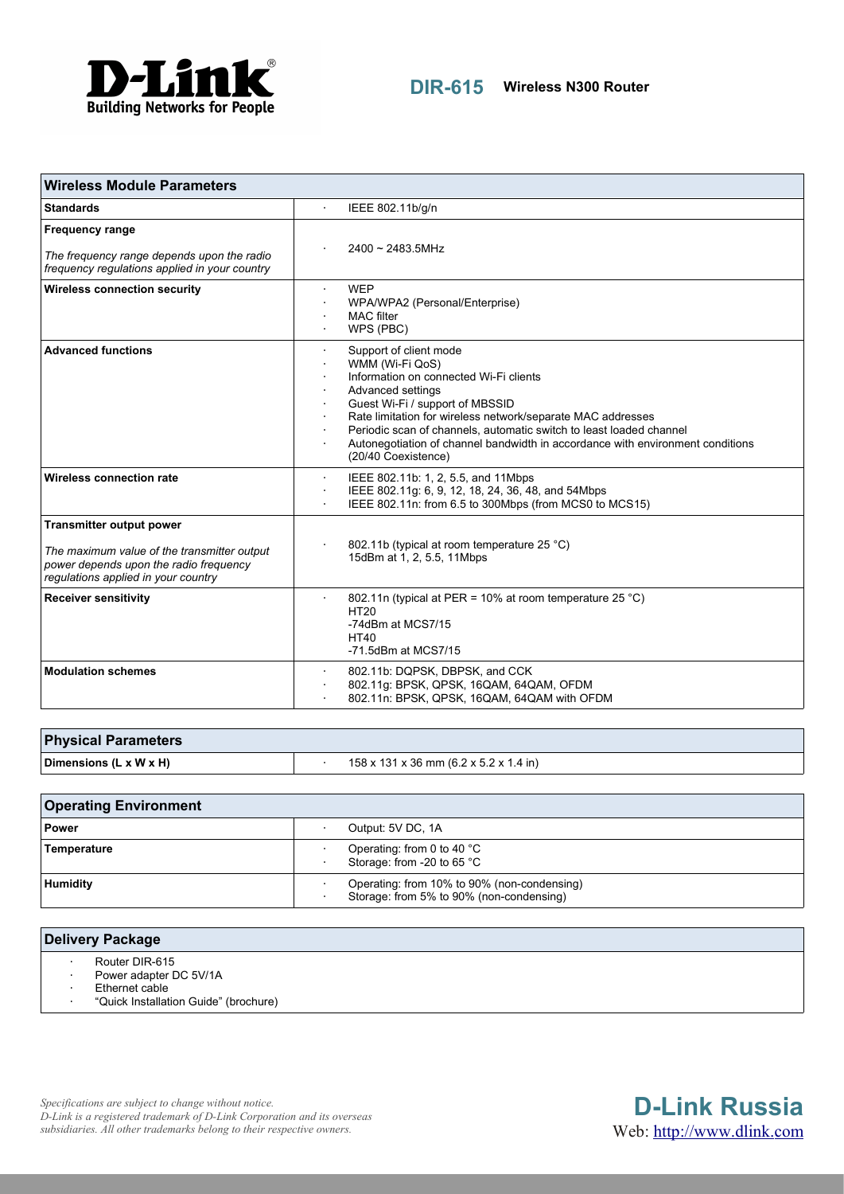**DIR-615** **Wireless N300 Router**

| Wireless Module Parameters | |
|---|---|
| **Standards** | · IEEE 802.11b/g/n |
| **Frequency range**<br><br>*The frequency range depends upon the radio frequency regulations applied in your country* | · 2400 ~ 2483.5MHz |
| **Wireless connection security** | · WEP<br>· WPA/WPA2 (Personal/Enterprise)<br>· MAC filter<br>· WPS (PBC) |
| **Advanced functions** | · Support of client mode<br>· WMM (Wi-Fi QoS)<br>· Information on connected Wi-Fi clients<br>· Advanced settings<br>· Guest Wi-Fi / support of MBSSID<br>· Rate limitation for wireless network/separate MAC addresses<br>· Periodic scan of channels, automatic switch to least loaded channel<br>· Autonegotiation of channel bandwidth in accordance with environment conditions (20/40 Coexistence) |
| **Wireless connection rate** | · IEEE 802.11b: 1, 2, 5.5, and 11Mbps<br>· IEEE 802.11g: 6, 9, 12, 18, 24, 36, 48, and 54Mbps<br>· IEEE 802.11n: from 6.5 to 300Mbps (from MCS0 to MCS15) |
| **Transmitter output power**<br><br>*The maximum value of the transmitter output power depends upon the radio frequency regulations applied in your country* | · 802.11b (typical at room temperature 25 °C)<br>15dBm at 1, 2, 5.5, 11Mbps |
| **Receiver sensitivity** | · 802.11n (typical at PER = 10% at room temperature 25 °C)<br>HT20<br>-74dBm at MCS7/15<br>HT40<br>-71.5dBm at MCS7/15 |
| **Modulation schemes** | · 802.11b: DQPSK, DBPSK, and CCK<br>· 802.11g: BPSK, QPSK, 16QAM, 64QAM, OFDM<br>· 802.11n: BPSK, QPSK, 16QAM, 64QAM with OFDM |

| Physical Parameters | |
|---|---|
| **Dimensions (L x W x H)** | · 158 x 131 x 36 mm (6.2 x 5.2 x 1.4 in) |

| Operating Environment | |
|---|---|
| **Power** | · Output: 5V DC, 1A |
| **Temperature** | · Operating: from 0 to 40 °C<br>· Storage: from -20 to 65 °C |
| **Humidity** | · Operating: from 10% to 90% (non-condensing)<br>· Storage: from 5% to 90% (non-condensing) |

## Delivery Package

- Router DIR-615
- Power adapter DC 5V/1A
- Ethernet cable
- "Quick Installation Guide" (brochure)

*Specifications are subject to change without notice.*
*D-Link is a registered trademark of D-Link Corporation and its overseas subsidiaries. All other trademarks belong to their respective owners.*

**D-Link Russia**
Web: http://www.dlink.com